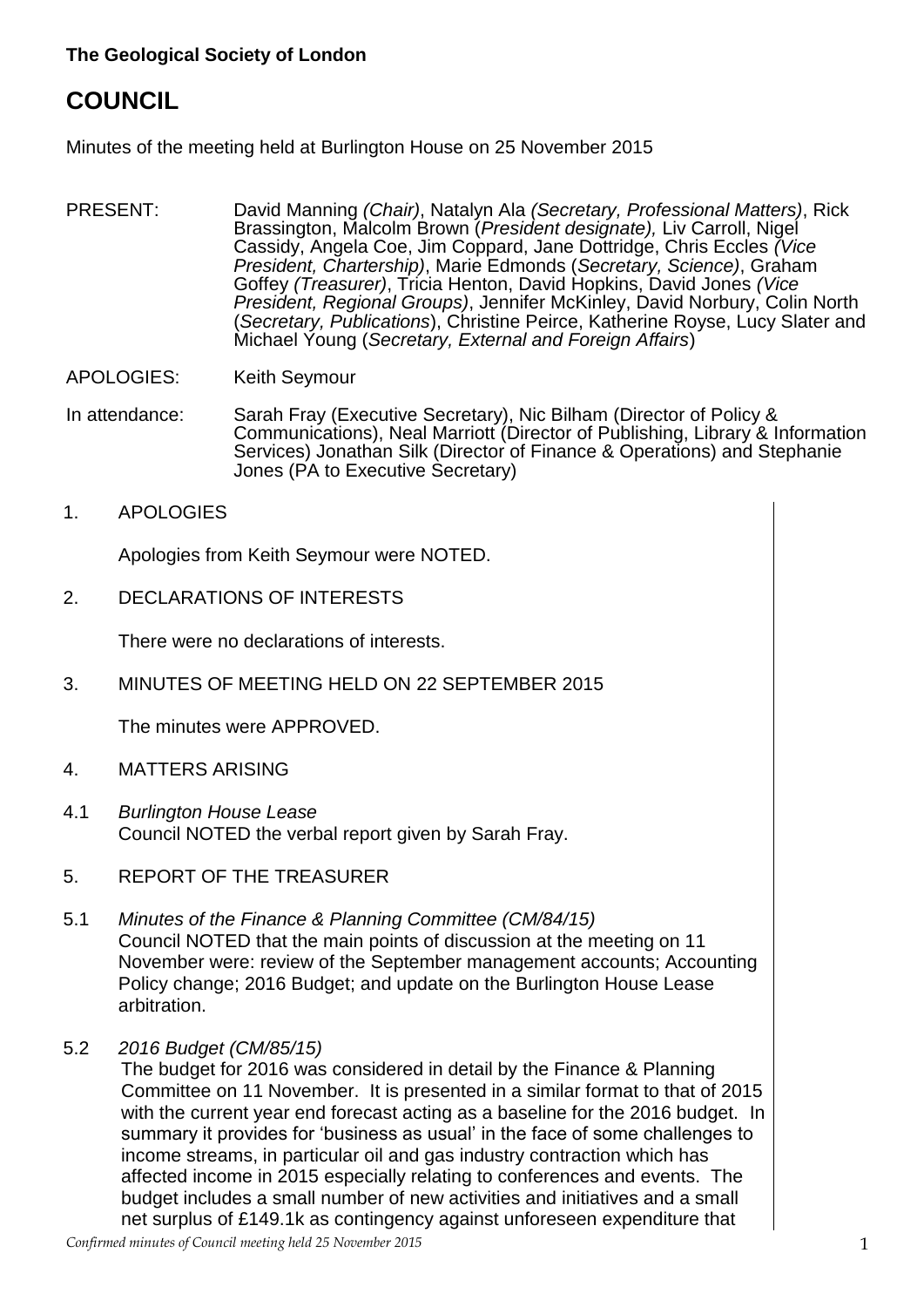**The Geological Society of London**

# COUNCIL

Minutes of the meeting held at Burlington House on 25 November 2015

PRESENT: David Manning *(Chair)*, Natalyn Ala *(Secretary, Professional Matters)*, Rick Brassington, Malcolm Brown (*President designate),* Liv Carroll, Nigel Cassidy, Angela Coe, Jim Coppard, Jane Dottridge, Chris Eccles *(Vice President, Chartership)*, Marie Edmonds (*Secretary, Science)*, Graham Goffey *(Treasurer)*, Tricia Henton, David Hopkins, David Jones *(Vice President, Regional Groups)*, Jennifer McKinley, David Norbury, Colin North (*Secretary, Publications*), Christine Peirce, Katherine Royse, Lucy Slater and Michael Young (*Secretary, External and Foreign Affairs*)

APOLOGIES: Keith Seymour

In attendance: Sarah Fray (Executive Secretary), Nic Bilham (Director of Policy & Communications), Neal Marriott (Director of Publishing, Library & Information Services) Jonathan Silk (Director of Finance & Operations) and Stephanie Jones (PA to Executive Secretary)

1. APOLOGIES

   Apologies from Keith Seymour were NOTED.

2. DECLARATIONS OF INTERESTS

   There were no declarations of interests.

3. MINUTES OF MEETING HELD ON 22 SEPTEMBER 2015

   The minutes were APPROVED.

4. MATTERS ARISING

4.1 *Burlington House Lease*
Council NOTED the verbal report given by Sarah Fray.

5. REPORT OF THE TREASURER

5.1 *Minutes of the Finance & Planning Committee (CM/84/15)*
Council NOTED that the main points of discussion at the meeting on 11 November were: review of the September management accounts; Accounting Policy change; 2016 Budget; and update on the Burlington House Lease arbitration.

5.2 *2016 Budget (CM/85/15)*
The budget for 2016 was considered in detail by the Finance & Planning Committee on 11 November. It is presented in a similar format to that of 2015 with the current year end forecast acting as a baseline for the 2016 budget. In summary it provides for 'business as usual' in the face of some challenges to income streams, in particular oil and gas industry contraction which has affected income in 2015 especially relating to conferences and events. The budget includes a small number of new activities and initiatives and a small net surplus of £149.1k as contingency against unforeseen expenditure that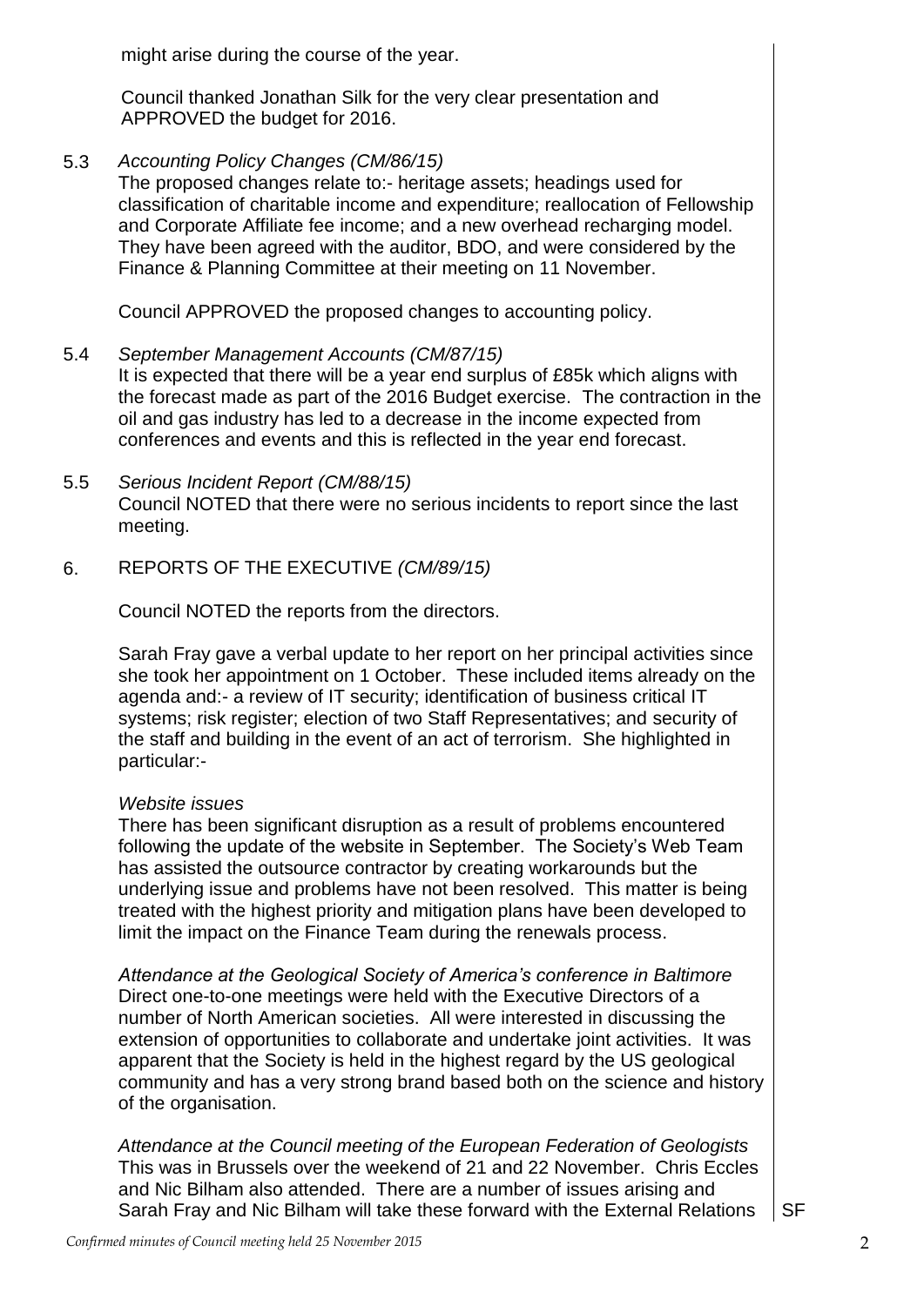might arise during the course of the year.

Council thanked Jonathan Silk for the very clear presentation and APPROVED the budget for 2016.

5.3 *Accounting Policy Changes (CM/86/15)*

The proposed changes relate to:- heritage assets; headings used for classification of charitable income and expenditure; reallocation of Fellowship and Corporate Affiliate fee income; and a new overhead recharging model. They have been agreed with the auditor, BDO, and were considered by the Finance & Planning Committee at their meeting on 11 November.

Council APPROVED the proposed changes to accounting policy.

5.4 *September Management Accounts (CM/87/15)*

It is expected that there will be a year end surplus of £85k which aligns with the forecast made as part of the 2016 Budget exercise. The contraction in the oil and gas industry has led to a decrease in the income expected from conferences and events and this is reflected in the year end forecast.

5.5 *Serious Incident Report (CM/88/15)*

Council NOTED that there were no serious incidents to report since the last meeting.

6. REPORTS OF THE EXECUTIVE *(CM/89/15)*

Council NOTED the reports from the directors.

Sarah Fray gave a verbal update to her report on her principal activities since she took her appointment on 1 October. These included items already on the agenda and:- a review of IT security; identification of business critical IT systems; risk register; election of two Staff Representatives; and security of the staff and building in the event of an act of terrorism. She highlighted in particular:-

*Website issues*

There has been significant disruption as a result of problems encountered following the update of the website in September. The Society's Web Team has assisted the outsource contractor by creating workarounds but the underlying issue and problems have not been resolved. This matter is being treated with the highest priority and mitigation plans have been developed to limit the impact on the Finance Team during the renewals process.

*Attendance at the Geological Society of America's conference in Baltimore*

Direct one-to-one meetings were held with the Executive Directors of a number of North American societies. All were interested in discussing the extension of opportunities to collaborate and undertake joint activities. It was apparent that the Society is held in the highest regard by the US geological community and has a very strong brand based both on the science and history of the organisation.

*Attendance at the Council meeting of the European Federation of Geologists*

This was in Brussels over the weekend of 21 and 22 November. Chris Eccles and Nic Bilham also attended. There are a number of issues arising and Sarah Fray and Nic Bilham will take these forward with the External Relations — SF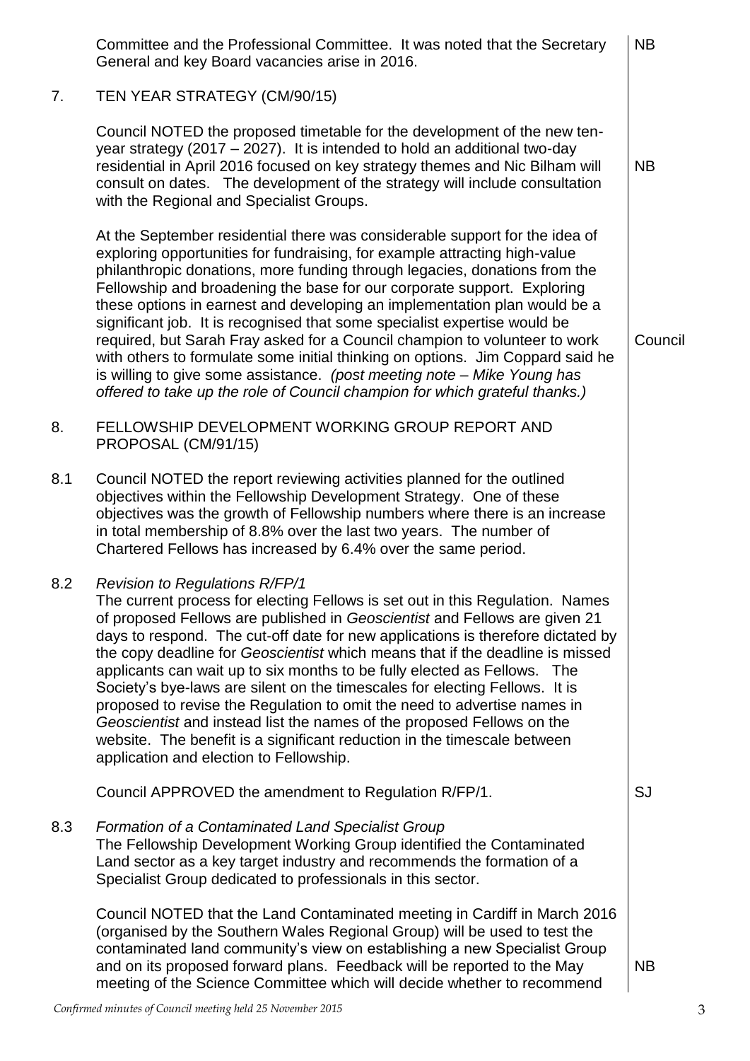Committee and the Professional Committee. It was noted that the Secretary General and key Board vacancies arise in 2016. **NB**

## 7. TEN YEAR STRATEGY (CM/90/15)

Council NOTED the proposed timetable for the development of the new ten-year strategy (2017 – 2027). It is intended to hold an additional two-day residential in April 2016 focused on key strategy themes and Nic Bilham will consult on dates. The development of the strategy will include consultation with the Regional and Specialist Groups. **NB**

At the September residential there was considerable support for the idea of exploring opportunities for fundraising, for example attracting high-value philanthropic donations, more funding through legacies, donations from the Fellowship and broadening the base for our corporate support. Exploring these options in earnest and developing an implementation plan would be a significant job. It is recognised that some specialist expertise would be required, but Sarah Fray asked for a Council champion to volunteer to work with others to formulate some initial thinking on options. Jim Coppard said he is willing to give some assistance. *(post meeting note – Mike Young has offered to take up the role of Council champion for which grateful thanks.)* **Council**

## 8. FELLOWSHIP DEVELOPMENT WORKING GROUP REPORT AND PROPOSAL (CM/91/15)

8.1 Council NOTED the report reviewing activities planned for the outlined objectives within the Fellowship Development Strategy. One of these objectives was the growth of Fellowship numbers where there is an increase in total membership of 8.8% over the last two years. The number of Chartered Fellows has increased by 6.4% over the same period.

8.2 *Revision to Regulations R/FP/1*
The current process for electing Fellows is set out in this Regulation. Names of proposed Fellows are published in *Geoscientist* and Fellows are given 21 days to respond. The cut-off date for new applications is therefore dictated by the copy deadline for *Geoscientist* which means that if the deadline is missed applicants can wait up to six months to be fully elected as Fellows. The Society's bye-laws are silent on the timescales for electing Fellows. It is proposed to revise the Regulation to omit the need to advertise names in *Geoscientist* and instead list the names of the proposed Fellows on the website. The benefit is a significant reduction in the timescale between application and election to Fellowship.

Council APPROVED the amendment to Regulation R/FP/1. **SJ**

8.3 *Formation of a Contaminated Land Specialist Group*
The Fellowship Development Working Group identified the Contaminated Land sector as a key target industry and recommends the formation of a Specialist Group dedicated to professionals in this sector.

Council NOTED that the Land Contaminated meeting in Cardiff in March 2016 (organised by the Southern Wales Regional Group) will be used to test the contaminated land community's view on establishing a new Specialist Group and on its proposed forward plans. Feedback will be reported to the May meeting of the Science Committee which will decide whether to recommend **NB**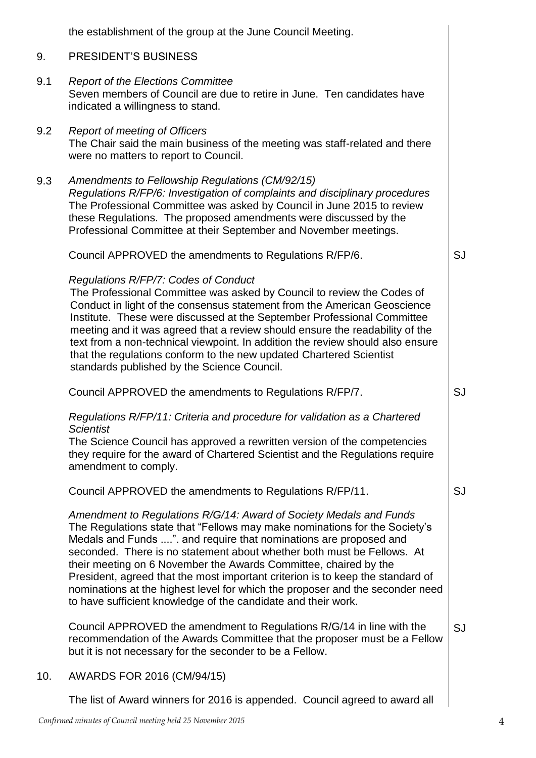the establishment of the group at the June Council Meeting.

## 9. PRESIDENT'S BUSINESS

9.1 *Report of the Elections Committee*

Seven members of Council are due to retire in June. Ten candidates have indicated a willingness to stand.

9.2 *Report of meeting of Officers*

The Chair said the main business of the meeting was staff-related and there were no matters to report to Council.

9.3 *Amendments to Fellowship Regulations (CM/92/15)*

*Regulations R/FP/6: Investigation of complaints and disciplinary procedures*

The Professional Committee was asked by Council in June 2015 to review these Regulations. The proposed amendments were discussed by the Professional Committee at their September and November meetings.

Council APPROVED the amendments to Regulations R/FP/6. — SJ

*Regulations R/FP/7: Codes of Conduct*

The Professional Committee was asked by Council to review the Codes of Conduct in light of the consensus statement from the American Geoscience Institute. These were discussed at the September Professional Committee meeting and it was agreed that a review should ensure the readability of the text from a non-technical viewpoint. In addition the review should also ensure that the regulations conform to the new updated Chartered Scientist standards published by the Science Council.

Council APPROVED the amendments to Regulations R/FP/7. — SJ

*Regulations R/FP/11: Criteria and procedure for validation as a Chartered Scientist*

The Science Council has approved a rewritten version of the competencies they require for the award of Chartered Scientist and the Regulations require amendment to comply.

Council APPROVED the amendments to Regulations R/FP/11. — SJ

*Amendment to Regulations R/G/14: Award of Society Medals and Funds*

The Regulations state that "Fellows may make nominations for the Society's Medals and Funds ....". and require that nominations are proposed and seconded. There is no statement about whether both must be Fellows. At their meeting on 6 November the Awards Committee, chaired by the President, agreed that the most important criterion is to keep the standard of nominations at the highest level for which the proposer and the seconder need to have sufficient knowledge of the candidate and their work.

Council APPROVED the amendment to Regulations R/G/14 in line with the recommendation of the Awards Committee that the proposer must be a Fellow but it is not necessary for the seconder to be a Fellow. — SJ

## 10. AWARDS FOR 2016 (CM/94/15)

The list of Award winners for 2016 is appended. Council agreed to award all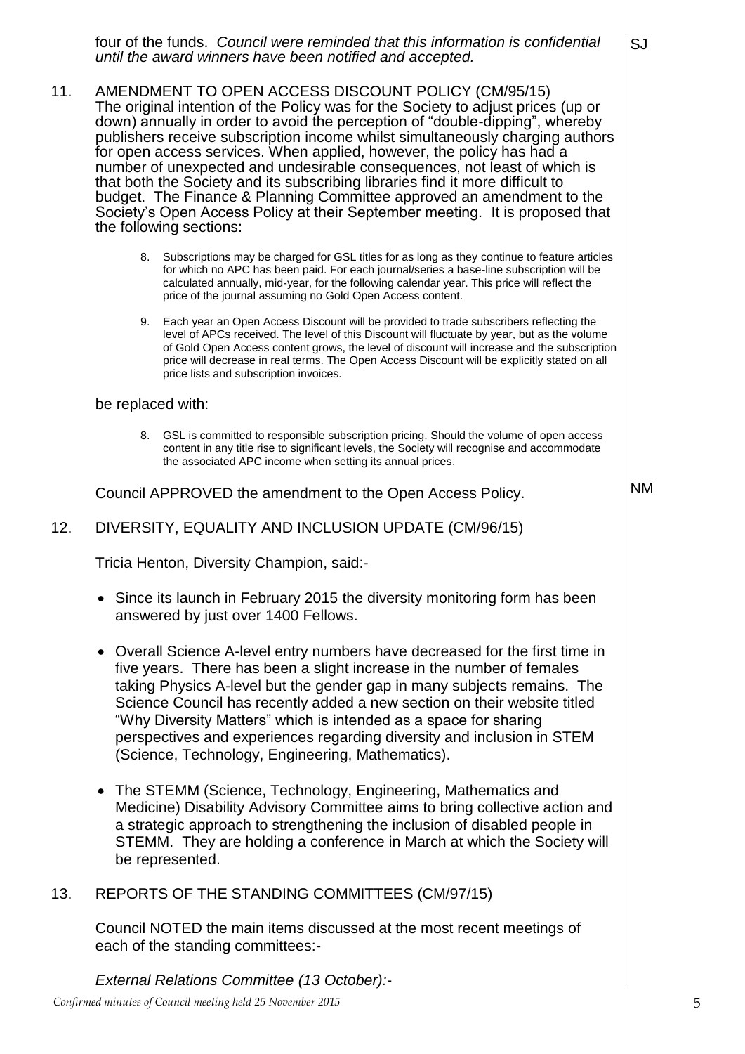four of the funds. *Council were reminded that this information is confidential until the award winners have been notified and accepted.* SJ

11. AMENDMENT TO OPEN ACCESS DISCOUNT POLICY (CM/95/15)
The original intention of the Policy was for the Society to adjust prices (up or down) annually in order to avoid the perception of "double-dipping", whereby publishers receive subscription income whilst simultaneously charging authors for open access services. When applied, however, the policy has had a number of unexpected and undesirable consequences, not least of which is that both the Society and its subscribing libraries find it more difficult to budget. The Finance & Planning Committee approved an amendment to the Society's Open Access Policy at their September meeting. It is proposed that the following sections:

> 8. Subscriptions may be charged for GSL titles for as long as they continue to feature articles for which no APC has been paid. For each journal/series a base-line subscription will be calculated annually, mid-year, for the following calendar year. This price will reflect the price of the journal assuming no Gold Open Access content.
>
> 9. Each year an Open Access Discount will be provided to trade subscribers reflecting the level of APCs received. The level of this Discount will fluctuate by year, but as the volume of Gold Open Access content grows, the level of discount will increase and the subscription price will decrease in real terms. The Open Access Discount will be explicitly stated on all price lists and subscription invoices.

be replaced with:

> 8. GSL is committed to responsible subscription pricing. Should the volume of open access content in any title rise to significant levels, the Society will recognise and accommodate the associated APC income when setting its annual prices.

Council APPROVED the amendment to the Open Access Policy. NM

12. DIVERSITY, EQUALITY AND INCLUSION UPDATE (CM/96/15)

Tricia Henton, Diversity Champion, said:-

- Since its launch in February 2015 the diversity monitoring form has been answered by just over 1400 Fellows.

- Overall Science A-level entry numbers have decreased for the first time in five years. There has been a slight increase in the number of females taking Physics A-level but the gender gap in many subjects remains. The Science Council has recently added a new section on their website titled "Why Diversity Matters" which is intended as a space for sharing perspectives and experiences regarding diversity and inclusion in STEM (Science, Technology, Engineering, Mathematics).

- The STEMM (Science, Technology, Engineering, Mathematics and Medicine) Disability Advisory Committee aims to bring collective action and a strategic approach to strengthening the inclusion of disabled people in STEMM. They are holding a conference in March at which the Society will be represented.

13. REPORTS OF THE STANDING COMMITTEES (CM/97/15)

Council NOTED the main items discussed at the most recent meetings of each of the standing committees:-

*External Relations Committee (13 October):-*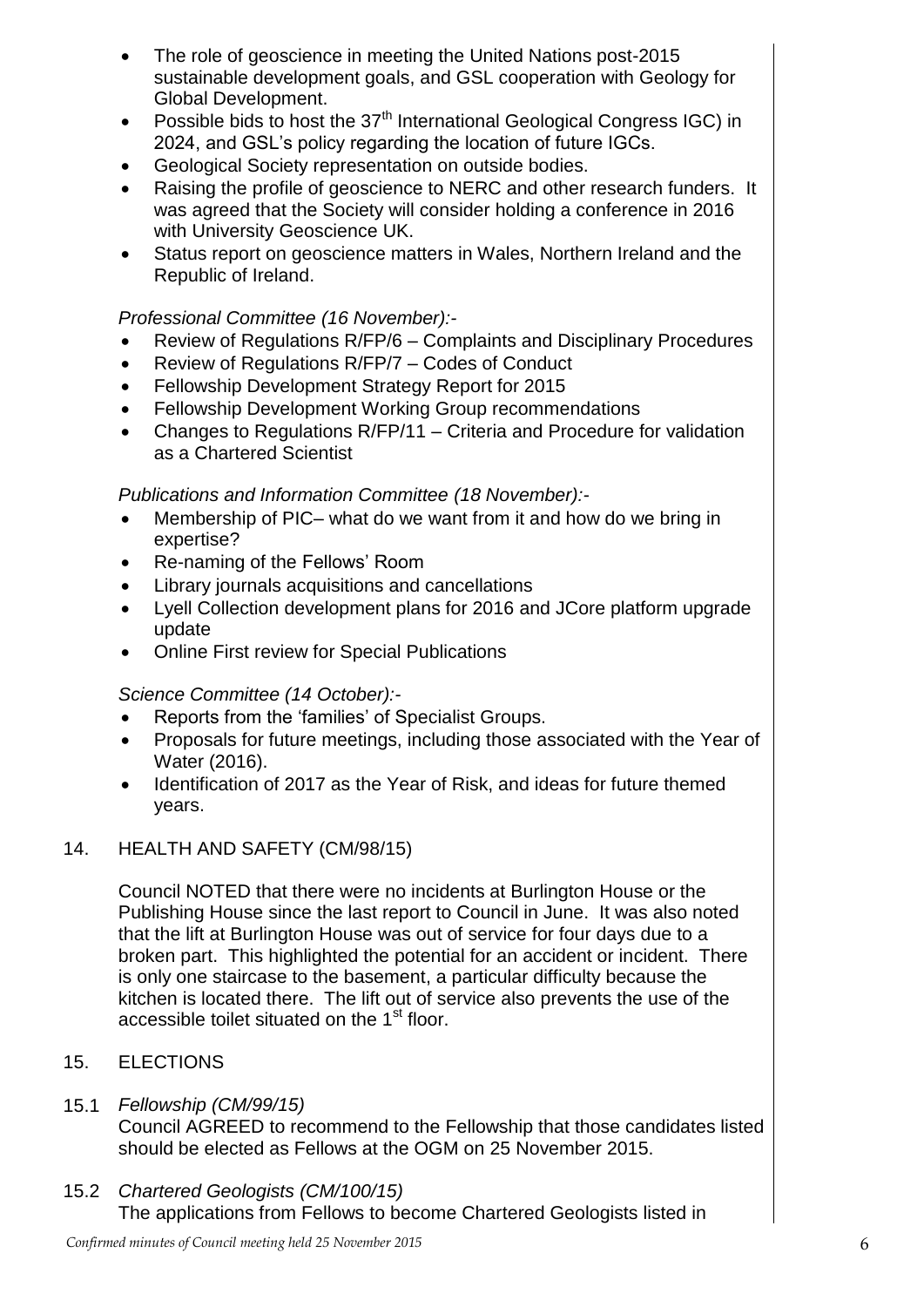- The role of geoscience in meeting the United Nations post-2015 sustainable development goals, and GSL cooperation with Geology for Global Development.
- Possible bids to host the 37th International Geological Congress IGC) in 2024, and GSL's policy regarding the location of future IGCs.
- Geological Society representation on outside bodies.
- Raising the profile of geoscience to NERC and other research funders. It was agreed that the Society will consider holding a conference in 2016 with University Geoscience UK.
- Status report on geoscience matters in Wales, Northern Ireland and the Republic of Ireland.

*Professional Committee (16 November):-*

- Review of Regulations R/FP/6 – Complaints and Disciplinary Procedures
- Review of Regulations R/FP/7 – Codes of Conduct
- Fellowship Development Strategy Report for 2015
- Fellowship Development Working Group recommendations
- Changes to Regulations R/FP/11 – Criteria and Procedure for validation as a Chartered Scientist

*Publications and Information Committee (18 November):-*

- Membership of PIC– what do we want from it and how do we bring in expertise?
- Re-naming of the Fellows' Room
- Library journals acquisitions and cancellations
- Lyell Collection development plans for 2016 and JCore platform upgrade update
- Online First review for Special Publications

*Science Committee (14 October):-*

- Reports from the 'families' of Specialist Groups.
- Proposals for future meetings, including those associated with the Year of Water (2016).
- Identification of 2017 as the Year of Risk, and ideas for future themed years.

14. HEALTH AND SAFETY (CM/98/15)

Council NOTED that there were no incidents at Burlington House or the Publishing House since the last report to Council in June. It was also noted that the lift at Burlington House was out of service for four days due to a broken part. This highlighted the potential for an accident or incident. There is only one staircase to the basement, a particular difficulty because the kitchen is located there. The lift out of service also prevents the use of the accessible toilet situated on the 1st floor.

15. ELECTIONS

15.1 *Fellowship (CM/99/15)*
Council AGREED to recommend to the Fellowship that those candidates listed should be elected as Fellows at the OGM on 25 November 2015.

15.2 *Chartered Geologists (CM/100/15)*
The applications from Fellows to become Chartered Geologists listed in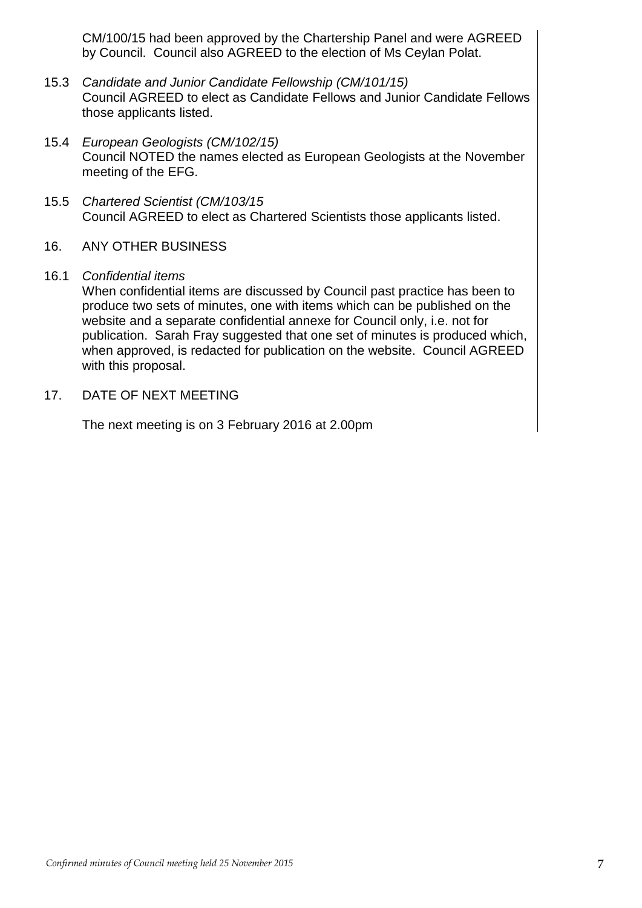CM/100/15 had been approved by the Chartership Panel and were AGREED by Council. Council also AGREED to the election of Ms Ceylan Polat.

15.3 *Candidate and Junior Candidate Fellowship (CM/101/15)*
Council AGREED to elect as Candidate Fellows and Junior Candidate Fellows those applicants listed.

15.4 *European Geologists (CM/102/15)*
Council NOTED the names elected as European Geologists at the November meeting of the EFG.

15.5 *Chartered Scientist (CM/103/15*
Council AGREED to elect as Chartered Scientists those applicants listed.

## 16. ANY OTHER BUSINESS

16.1 *Confidential items*
When confidential items are discussed by Council past practice has been to produce two sets of minutes, one with items which can be published on the website and a separate confidential annexe for Council only, i.e. not for publication. Sarah Fray suggested that one set of minutes is produced which, when approved, is redacted for publication on the website. Council AGREED with this proposal.

## 17. DATE OF NEXT MEETING

The next meeting is on 3 February 2016 at 2.00pm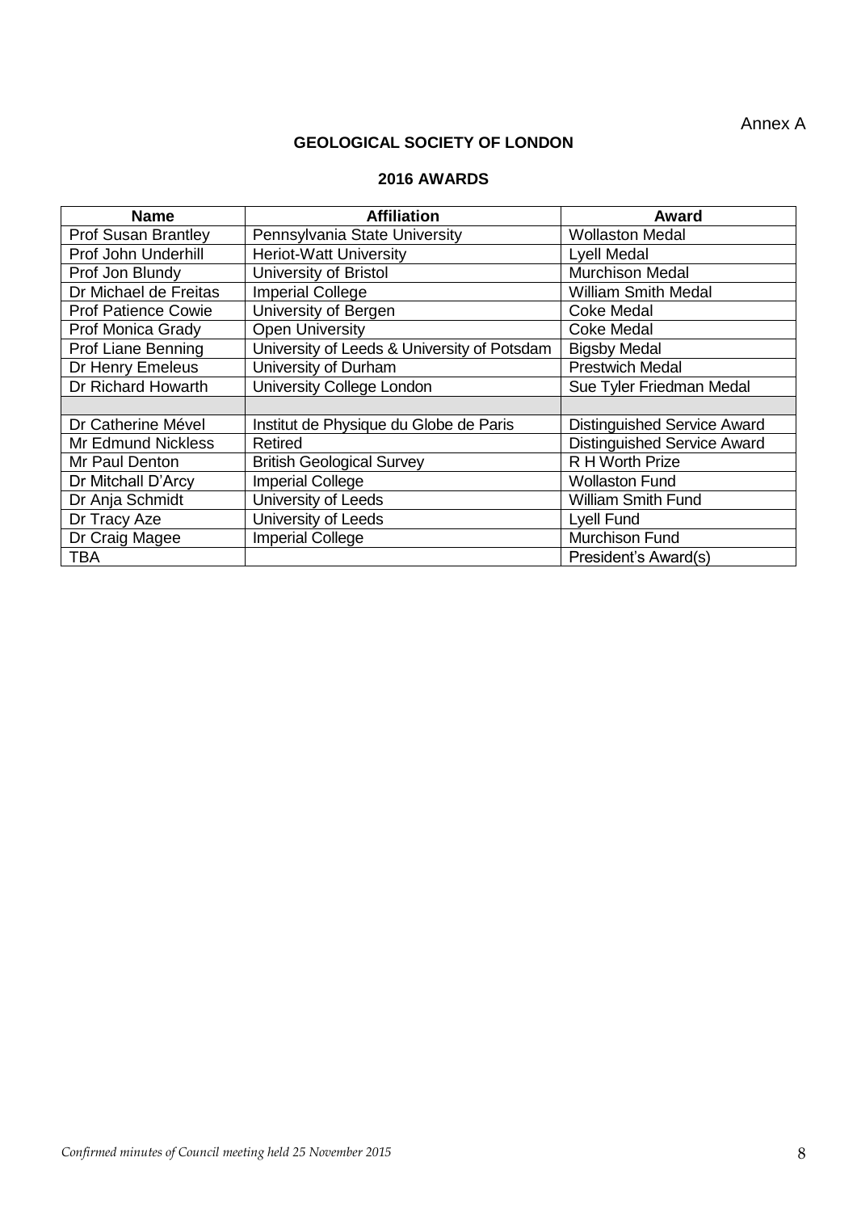Annex A

## GEOLOGICAL SOCIETY OF LONDON

### 2016 AWARDS

| Name | Affiliation | Award |
|---|---|---|
| Prof Susan Brantley | Pennsylvania State University | Wollaston Medal |
| Prof John Underhill | Heriot-Watt University | Lyell Medal |
| Prof Jon Blundy | University of Bristol | Murchison Medal |
| Dr Michael de Freitas | Imperial College | William Smith Medal |
| Prof Patience Cowie | University of Bergen | Coke Medal |
| Prof Monica Grady | Open University | Coke Medal |
| Prof Liane Benning | University of Leeds & University of Potsdam | Bigsby Medal |
| Dr Henry Emeleus | University of Durham | Prestwich Medal |
| Dr Richard Howarth | University College London | Sue Tyler Friedman Medal |
| | | |
| Dr Catherine Mével | Institut de Physique du Globe de Paris | Distinguished Service Award |
| Mr Edmund Nickless | Retired | Distinguished Service Award |
| Mr Paul Denton | British Geological Survey | R H Worth Prize |
| Dr Mitchall D'Arcy | Imperial College | Wollaston Fund |
| Dr Anja Schmidt | University of Leeds | William Smith Fund |
| Dr Tracy Aze | University of Leeds | Lyell Fund |
| Dr Craig Magee | Imperial College | Murchison Fund |
| TBA | | President's Award(s) |

*Confirmed minutes of Council meeting held 25 November 2015*